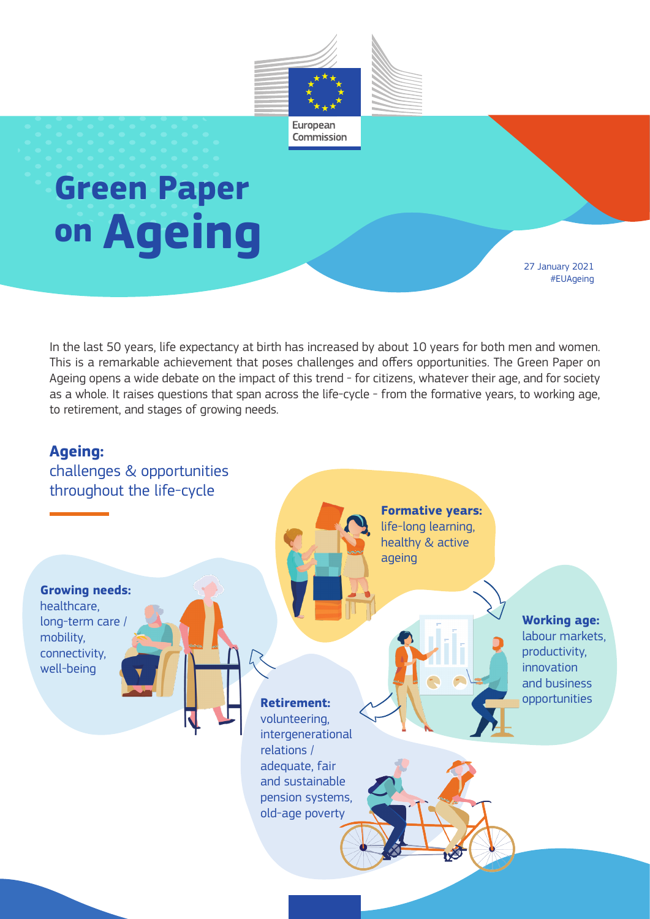European Commission

# Green Paper on Ageing

27 January 2021
#EUAgeing

In the last 50 years, life expectancy at birth has increased by about 10 years for both men and women. This is a remarkable achievement that poses challenges and offers opportunities. The Green Paper on Ageing opens a wide debate on the impact of this trend - for citizens, whatever their age, and for society as a whole. It raises questions that span across the life-cycle - from the formative years, to working age, to retirement, and stages of growing needs.

## Ageing:

challenges & opportunities throughout the life-cycle

**Formative years:** life-long learning, healthy & active ageing

**Working age:** labour markets, productivity, innovation and business opportunities

**Retirement:** volunteering, intergenerational relations / adequate, fair and sustainable pension systems, old-age poverty

**Growing needs:** healthcare, long-term care / mobility, connectivity, well-being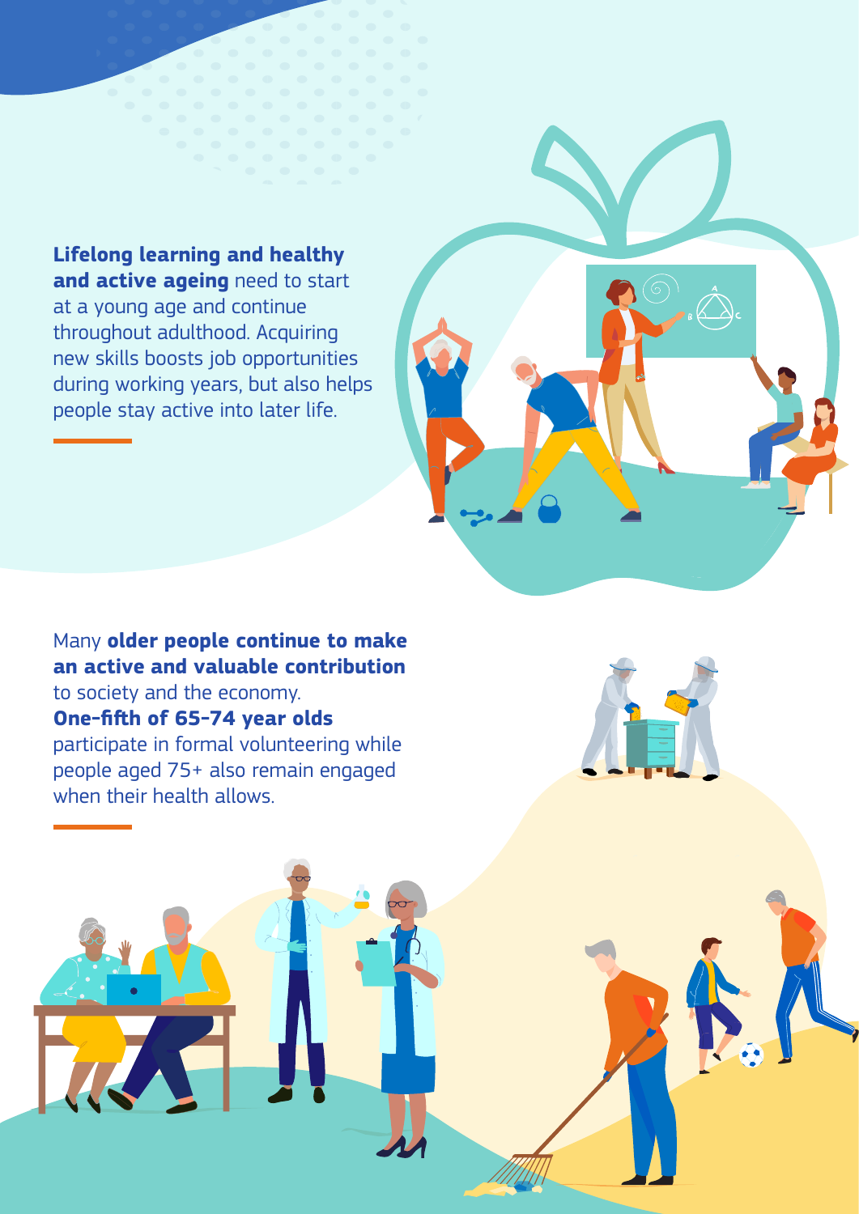**Lifelong learning and healthy and active ageing** need to start at a young age and continue throughout adulthood. Acquiring new skills boosts job opportunities during working years, but also helps people stay active into later life.

Many **older people continue to make an active and valuable contribution** to society and the economy. **One-fifth of 65-74 year olds** participate in formal volunteering while people aged 75+ also remain engaged when their health allows.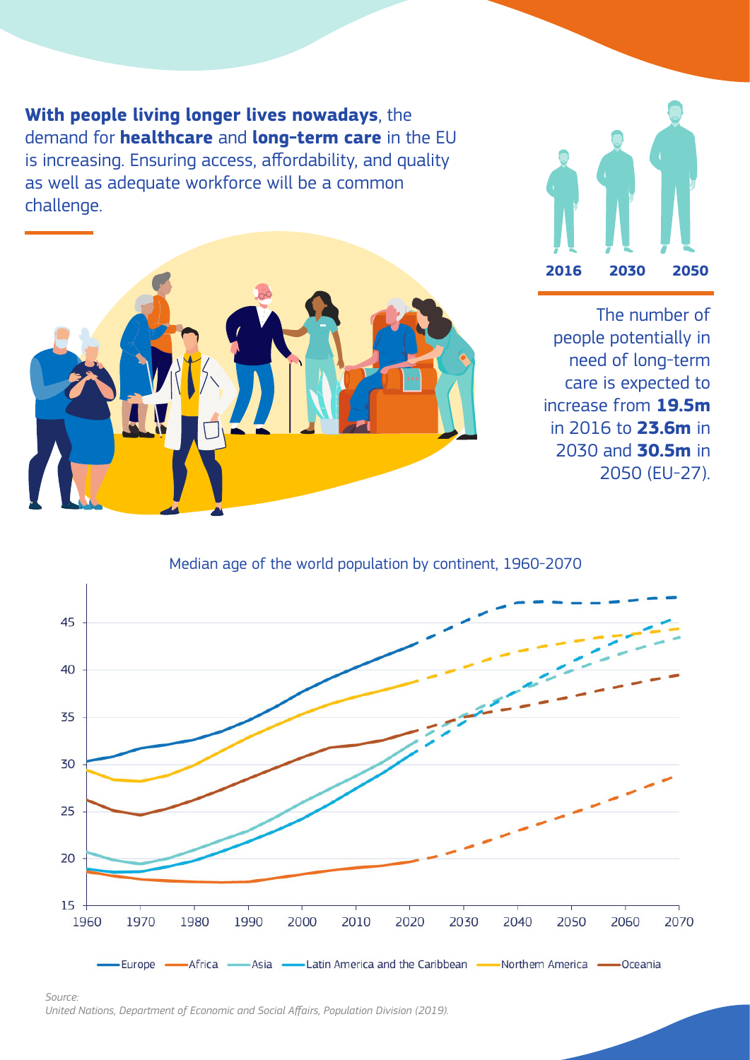**With people living longer lives nowadays**, the demand for **healthcare** and **long-term care** in the EU is increasing. Ensuring access, affordability, and quality as well as adequate workforce will be a common challenge.

2016 2030 2050

The number of people potentially in need of long-term care is expected to increase from **19.5m** in 2016 to **23.6m** in 2030 and **30.5m** in 2050 (EU-27).

Median age of the world population by continent, 1960-2070

Europe, Africa, Asia, Latin America and the Caribbean, Northern America, Oceania

*Source:*
*United Nations, Department of Economic and Social Affairs, Population Division (2019).*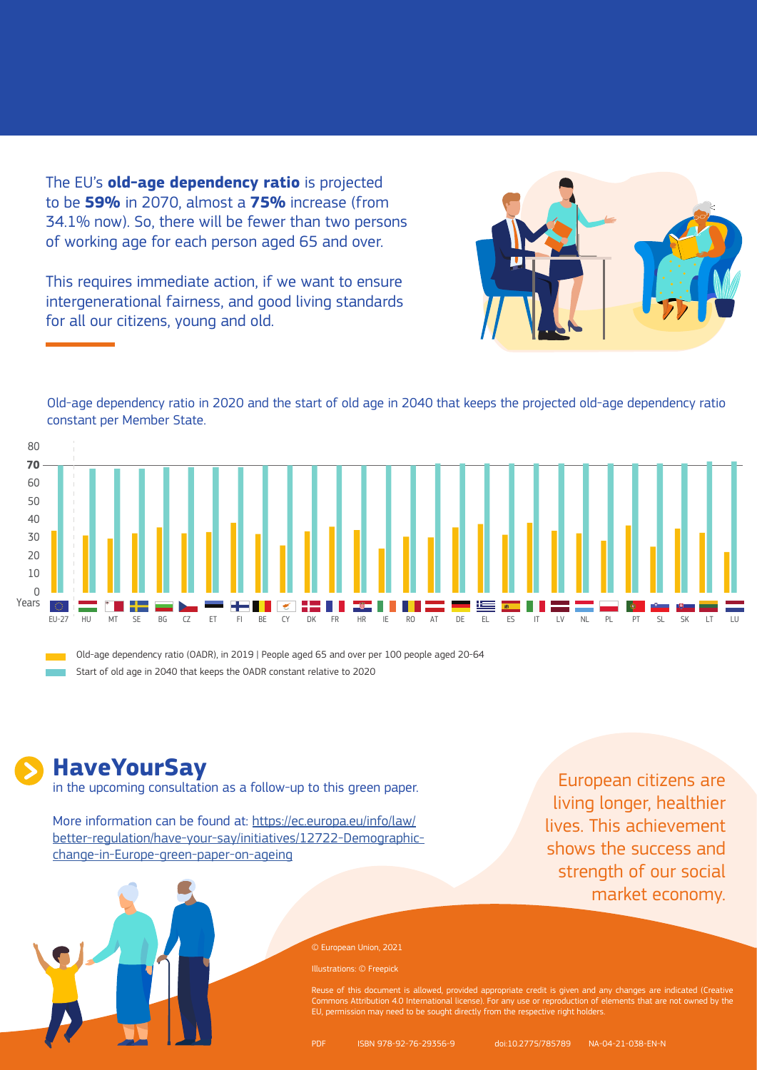The EU's **old-age dependency ratio** is projected to be **59%** in 2070, almost a **75%** increase (from 34.1% now). So, there will be fewer than two persons of working age for each person aged 65 and over.

This requires immediate action, if we want to ensure intergenerational fairness, and good living standards for all our citizens, young and old.

Old-age dependency ratio in 2020 and the start of old age in 2040 that keeps the projected old-age dependency ratio constant per Member State.

80
70
60
50
40
30
20
10
0
Years

EU-27 HU MT SE BG CZ ET FI BE CY DK FR HR IE RO AT DE EL ES IT LV NL PL PT SL SK LT LU

Old-age dependency ratio (OADR), in 2019 | People aged 65 and over per 100 people aged 20-64

Start of old age in 2040 that keeps the OADR constant relative to 2020

## HaveYourSay

in the upcoming consultation as a follow-up to this green paper.

More information can be found at: https://ec.europa.eu/info/law/better-regulation/have-your-say/initiatives/12722-Demographic-change-in-Europe-green-paper-on-ageing

European citizens are living longer, healthier lives. This achievement shows the success and strength of our social market economy.

© European Union, 2021

Illustrations: © Freepick

Reuse of this document is allowed, provided appropriate credit is given and any changes are indicated (Creative Commons Attribution 4.0 International license). For any use or reproduction of elements that are not owned by the EU, permission may need to be sought directly from the respective right holders.

PDF ISBN 978-92-76-29356-9 doi:10.2775/785789 NA-04-21-038-EN-N